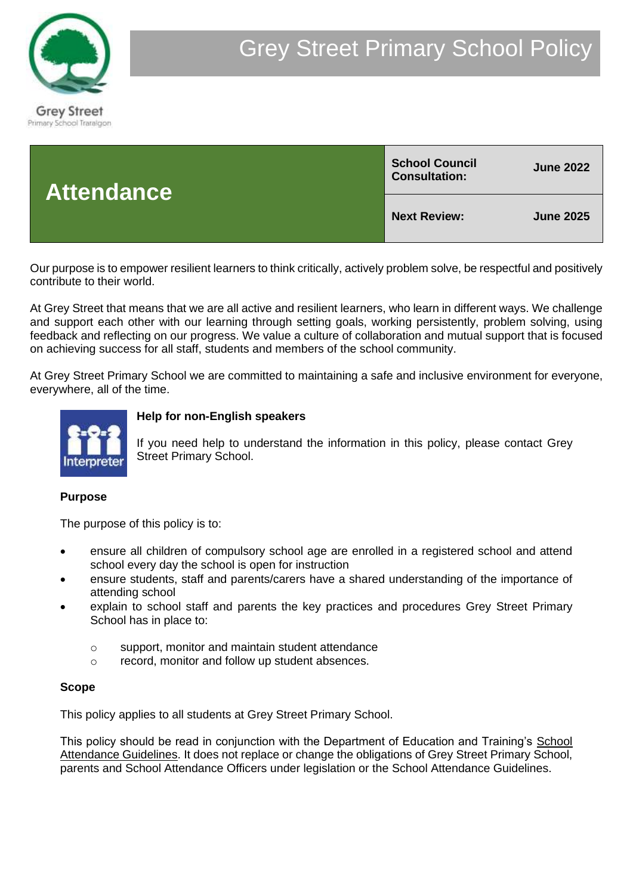Grey Street Primary School Tralalgon

# Grey Street Primary School Policy

| **Attendance** | **School Council Consultation:** | **June 2022** |
|---|---|---|
| | **Next Review:** | **June 2025** |

Our purpose is to empower resilient learners to think critically, actively problem solve, be respectful and positively contribute to their world.

At Grey Street that means that we are all active and resilient learners, who learn in different ways. We challenge and support each other with our learning through setting goals, working persistently, problem solving, using feedback and reflecting on our progress. We value a culture of collaboration and mutual support that is focused on achieving success for all staff, students and members of the school community.

At Grey Street Primary School we are committed to maintaining a safe and inclusive environment for everyone, everywhere, all of the time.

**Help for non-English speakers**

If you need help to understand the information in this policy, please contact Grey Street Primary School.

## Purpose

The purpose of this policy is to:

- ensure all children of compulsory school age are enrolled in a registered school and attend school every day the school is open for instruction
- ensure students, staff and parents/carers have a shared understanding of the importance of attending school
- explain to school staff and parents the key practices and procedures Grey Street Primary School has in place to:
  - support, monitor and maintain student attendance
  - record, monitor and follow up student absences.

## Scope

This policy applies to all students at Grey Street Primary School.

This policy should be read in conjunction with the Department of Education and Training's School Attendance Guidelines. It does not replace or change the obligations of Grey Street Primary School, parents and School Attendance Officers under legislation or the School Attendance Guidelines.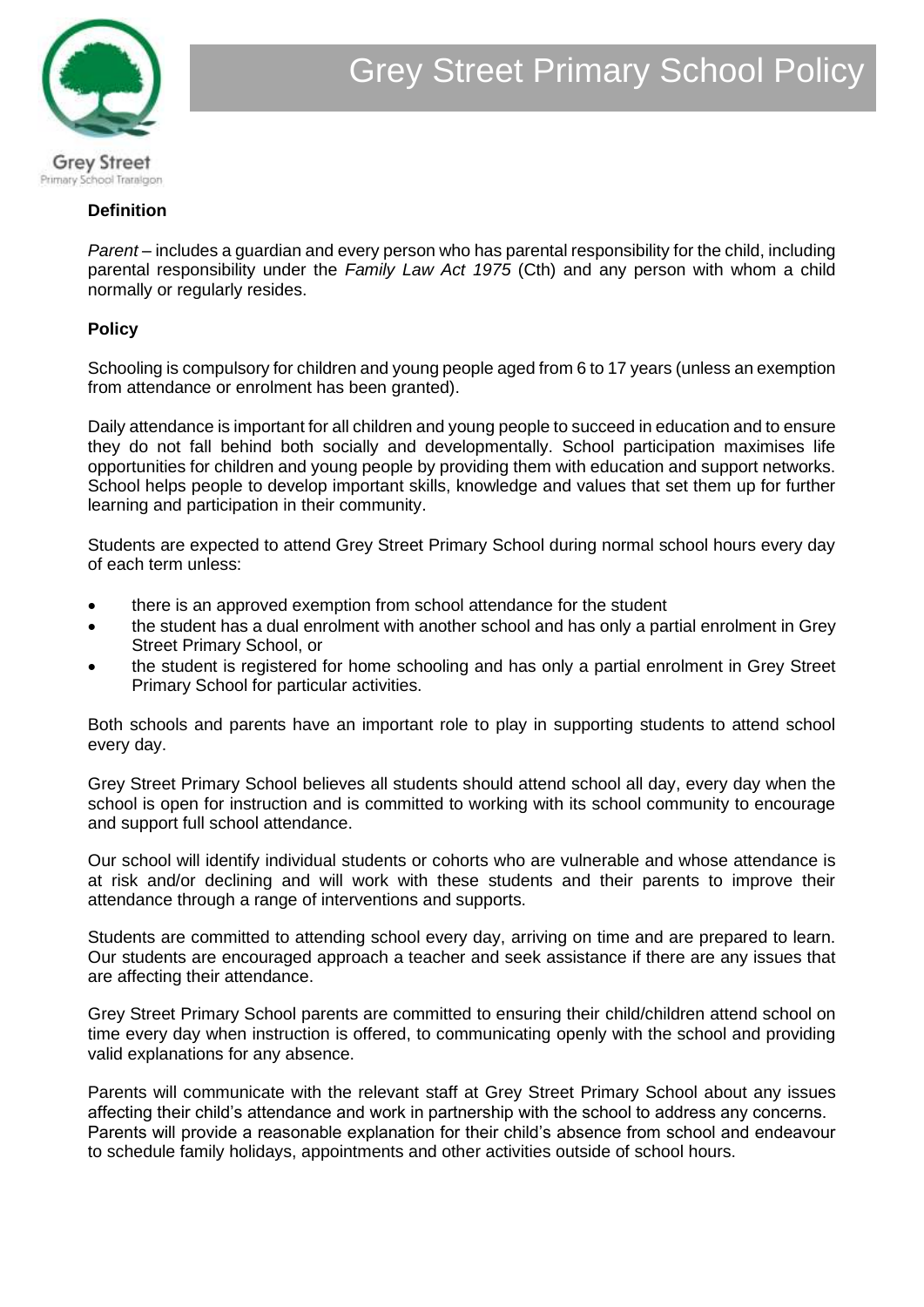### Definition

*Parent* – includes a guardian and every person who has parental responsibility for the child, including parental responsibility under the *Family Law Act 1975* (Cth) and any person with whom a child normally or regularly resides.

### Policy

Schooling is compulsory for children and young people aged from 6 to 17 years (unless an exemption from attendance or enrolment has been granted).

Daily attendance is important for all children and young people to succeed in education and to ensure they do not fall behind both socially and developmentally. School participation maximises life opportunities for children and young people by providing them with education and support networks. School helps people to develop important skills, knowledge and values that set them up for further learning and participation in their community.

Students are expected to attend Grey Street Primary School during normal school hours every day of each term unless:

- there is an approved exemption from school attendance for the student
- the student has a dual enrolment with another school and has only a partial enrolment in Grey Street Primary School, or
- the student is registered for home schooling and has only a partial enrolment in Grey Street Primary School for particular activities.

Both schools and parents have an important role to play in supporting students to attend school every day.

Grey Street Primary School believes all students should attend school all day, every day when the school is open for instruction and is committed to working with its school community to encourage and support full school attendance.

Our school will identify individual students or cohorts who are vulnerable and whose attendance is at risk and/or declining and will work with these students and their parents to improve their attendance through a range of interventions and supports.

Students are committed to attending school every day, arriving on time and are prepared to learn. Our students are encouraged approach a teacher and seek assistance if there are any issues that are affecting their attendance.

Grey Street Primary School parents are committed to ensuring their child/children attend school on time every day when instruction is offered, to communicating openly with the school and providing valid explanations for any absence.

Parents will communicate with the relevant staff at Grey Street Primary School about any issues affecting their child's attendance and work in partnership with the school to address any concerns. Parents will provide a reasonable explanation for their child's absence from school and endeavour to schedule family holidays, appointments and other activities outside of school hours.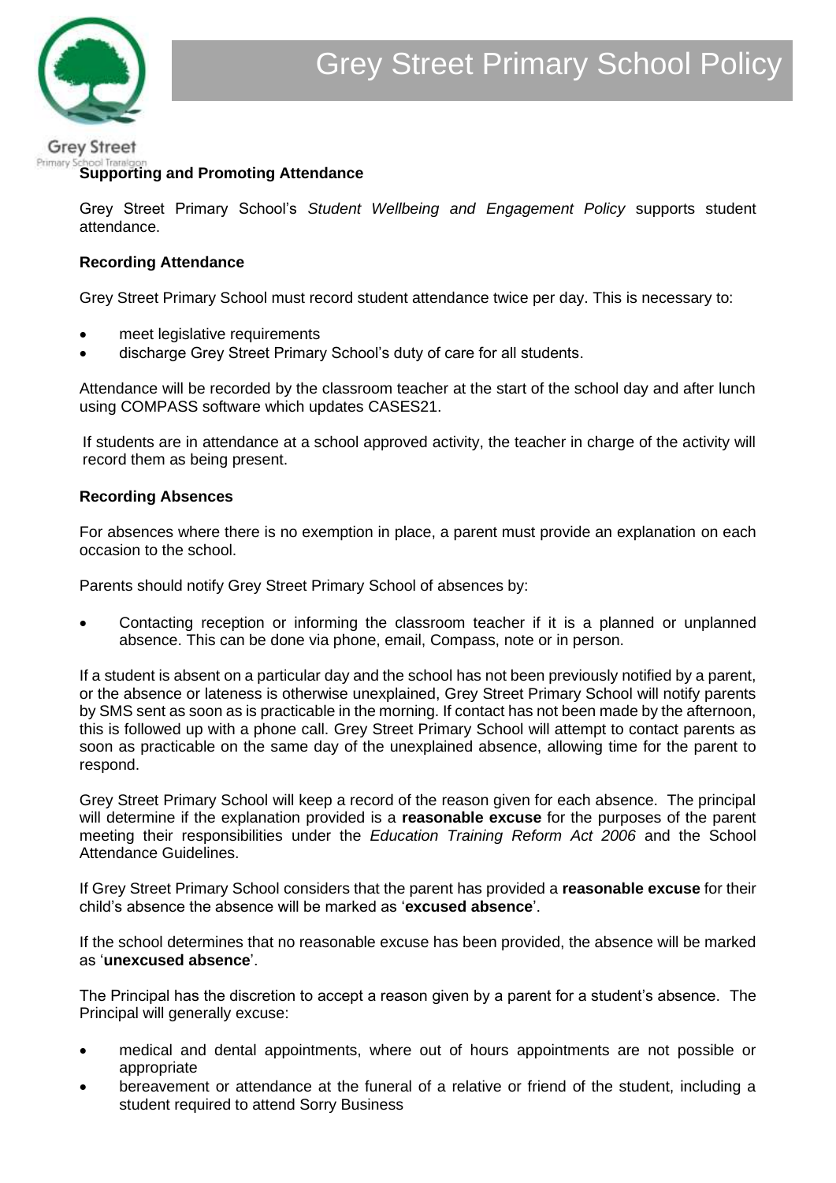### Supporting and Promoting Attendance

Grey Street Primary School's *Student Wellbeing and Engagement Policy* supports student attendance.

### Recording Attendance

Grey Street Primary School must record student attendance twice per day. This is necessary to:

- meet legislative requirements
- discharge Grey Street Primary School's duty of care for all students.

Attendance will be recorded by the classroom teacher at the start of the school day and after lunch using COMPASS software which updates CASES21.

If students are in attendance at a school approved activity, the teacher in charge of the activity will record them as being present.

### Recording Absences

For absences where there is no exemption in place, a parent must provide an explanation on each occasion to the school.

Parents should notify Grey Street Primary School of absences by:

- Contacting reception or informing the classroom teacher if it is a planned or unplanned absence. This can be done via phone, email, Compass, note or in person.

If a student is absent on a particular day and the school has not been previously notified by a parent, or the absence or lateness is otherwise unexplained, Grey Street Primary School will notify parents by SMS sent as soon as is practicable in the morning. If contact has not been made by the afternoon, this is followed up with a phone call. Grey Street Primary School will attempt to contact parents as soon as practicable on the same day of the unexplained absence, allowing time for the parent to respond.

Grey Street Primary School will keep a record of the reason given for each absence. The principal will determine if the explanation provided is a **reasonable excuse** for the purposes of the parent meeting their responsibilities under the *Education Training Reform Act 2006* and the School Attendance Guidelines.

If Grey Street Primary School considers that the parent has provided a **reasonable excuse** for their child's absence the absence will be marked as '**excused absence**'.

If the school determines that no reasonable excuse has been provided, the absence will be marked as '**unexcused absence**'.

The Principal has the discretion to accept a reason given by a parent for a student's absence. The Principal will generally excuse:

- medical and dental appointments, where out of hours appointments are not possible or appropriate
- bereavement or attendance at the funeral of a relative or friend of the student, including a student required to attend Sorry Business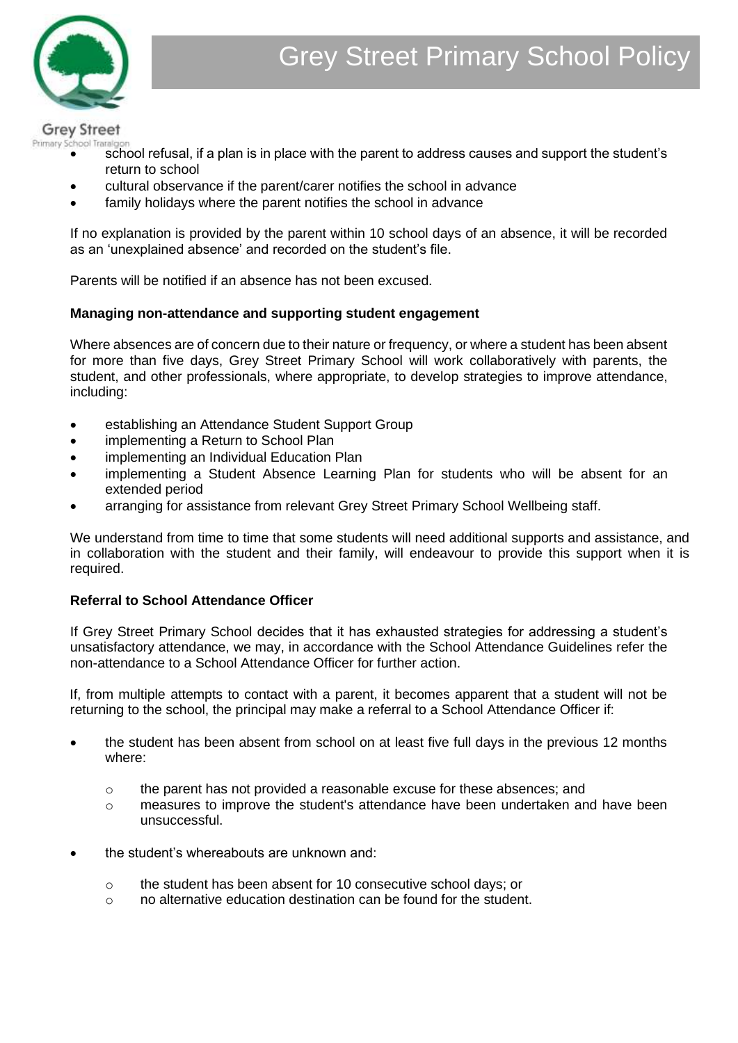- school refusal, if a plan is in place with the parent to address causes and support the student's return to school
- cultural observance if the parent/carer notifies the school in advance
- family holidays where the parent notifies the school in advance

If no explanation is provided by the parent within 10 school days of an absence, it will be recorded as an 'unexplained absence' and recorded on the student's file.

Parents will be notified if an absence has not been excused.

**Managing non-attendance and supporting student engagement**

Where absences are of concern due to their nature or frequency, or where a student has been absent for more than five days, Grey Street Primary School will work collaboratively with parents, the student, and other professionals, where appropriate, to develop strategies to improve attendance, including:

- establishing an Attendance Student Support Group
- implementing a Return to School Plan
- implementing an Individual Education Plan
- implementing a Student Absence Learning Plan for students who will be absent for an extended period
- arranging for assistance from relevant Grey Street Primary School Wellbeing staff.

We understand from time to time that some students will need additional supports and assistance, and in collaboration with the student and their family, will endeavour to provide this support when it is required.

**Referral to School Attendance Officer**

If Grey Street Primary School decides that it has exhausted strategies for addressing a student's unsatisfactory attendance, we may, in accordance with the School Attendance Guidelines refer the non-attendance to a School Attendance Officer for further action.

If, from multiple attempts to contact with a parent, it becomes apparent that a student will not be returning to the school, the principal may make a referral to a School Attendance Officer if:

- the student has been absent from school on at least five full days in the previous 12 months where:
  - the parent has not provided a reasonable excuse for these absences; and
  - measures to improve the student's attendance have been undertaken and have been unsuccessful.
- the student's whereabouts are unknown and:
  - the student has been absent for 10 consecutive school days; or
  - no alternative education destination can be found for the student.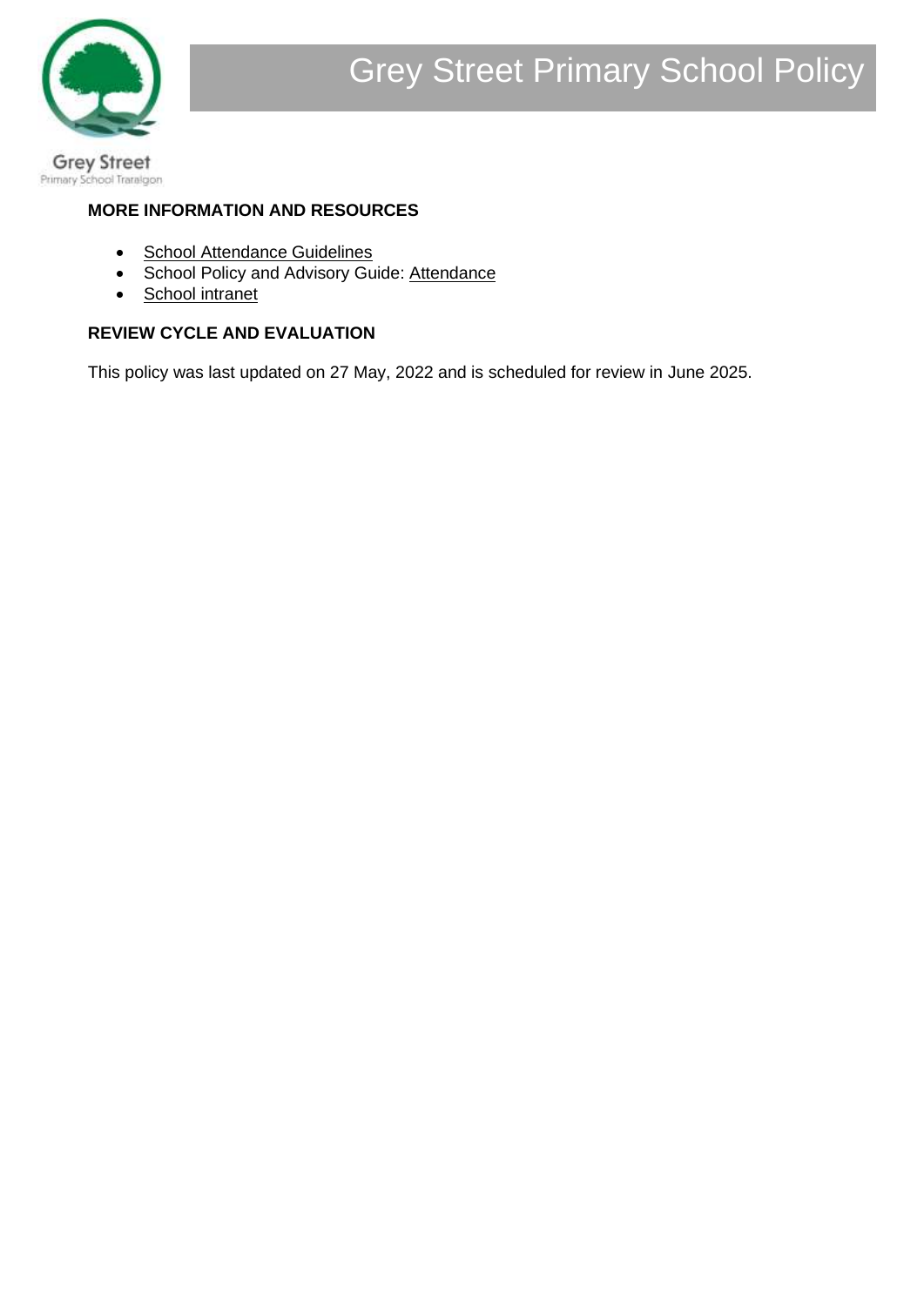## MORE INFORMATION AND RESOURCES

- School Attendance Guidelines
- School Policy and Advisory Guide: Attendance
- School intranet

## REVIEW CYCLE AND EVALUATION

This policy was last updated on 27 May, 2022 and is scheduled for review in June 2025.